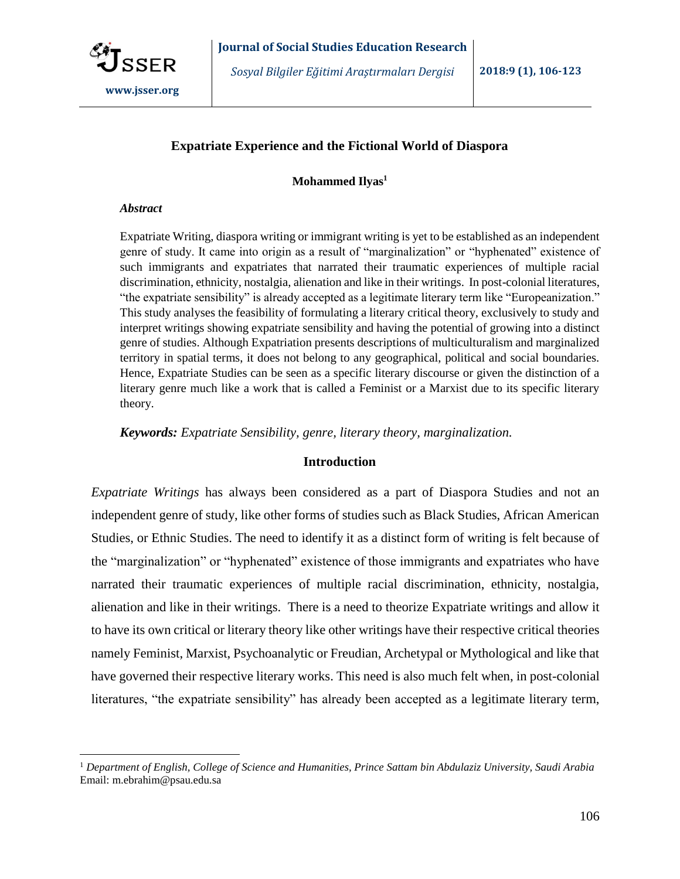# Expatriate Experience and the Fictional World of Diaspora

**Mohammed Ilyas**[1]

***Abstract***

Expatriate Writing, diaspora writing or immigrant writing is yet to be established as an independent genre of study. It came into origin as a result of "marginalization" or "hyphenated" existence of such immigrants and expatriates that narrated their traumatic experiences of multiple racial discrimination, ethnicity, nostalgia, alienation and like in their writings. In post-colonial literatures, "the expatriate sensibility" is already accepted as a legitimate literary term like "Europeanization." This study analyses the feasibility of formulating a literary critical theory, exclusively to study and interpret writings showing expatriate sensibility and having the potential of growing into a distinct genre of studies. Although Expatriation presents descriptions of multiculturalism and marginalized territory in spatial terms, it does not belong to any geographical, political and social boundaries. Hence, Expatriate Studies can be seen as a specific literary discourse or given the distinction of a literary genre much like a work that is called a Feminist or a Marxist due to its specific literary theory.

***Keywords:*** *Expatriate Sensibility, genre, literary theory, marginalization.*

## Introduction

*Expatriate Writings* has always been considered as a part of Diaspora Studies and not an independent genre of study, like other forms of studies such as Black Studies, African American Studies, or Ethnic Studies. The need to identify it as a distinct form of writing is felt because of the "marginalization" or "hyphenated" existence of those immigrants and expatriates who have narrated their traumatic experiences of multiple racial discrimination, ethnicity, nostalgia, alienation and like in their writings. There is a need to theorize Expatriate writings and allow it to have its own critical or literary theory like other writings have their respective critical theories namely Feminist, Marxist, Psychoanalytic or Freudian, Archetypal or Mythological and like that have governed their respective literary works. This need is also much felt when, in post-colonial literatures, "the expatriate sensibility" has already been accepted as a legitimate literary term,

[1] *Department of English, College of Science and Humanities, Prince Sattam bin Abdulaziz University, Saudi Arabia*
Email: m.ebrahim@psau.edu.sa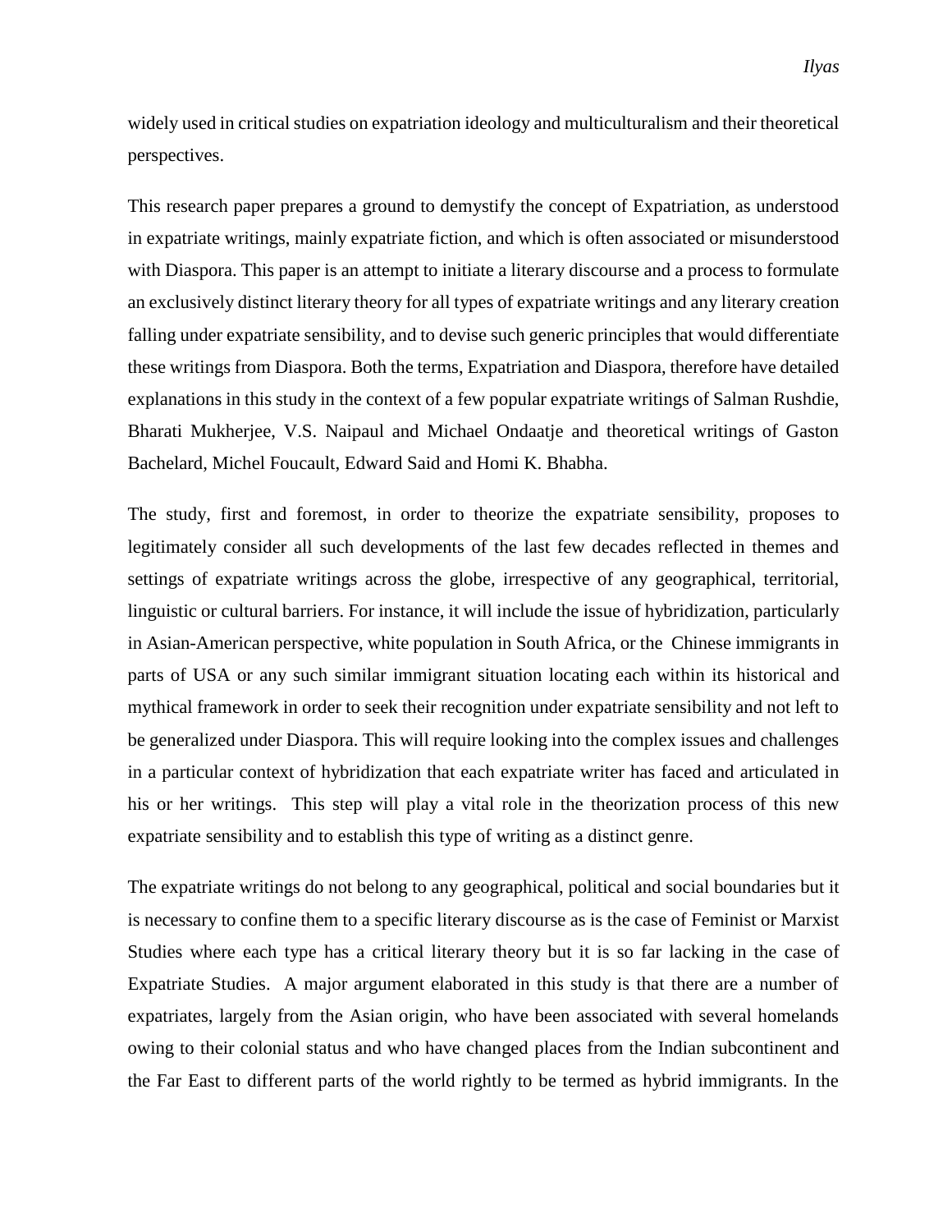widely used in critical studies on expatriation ideology and multiculturalism and their theoretical perspectives.

This research paper prepares a ground to demystify the concept of Expatriation, as understood in expatriate writings, mainly expatriate fiction, and which is often associated or misunderstood with Diaspora. This paper is an attempt to initiate a literary discourse and a process to formulate an exclusively distinct literary theory for all types of expatriate writings and any literary creation falling under expatriate sensibility, and to devise such generic principles that would differentiate these writings from Diaspora. Both the terms, Expatriation and Diaspora, therefore have detailed explanations in this study in the context of a few popular expatriate writings of Salman Rushdie, Bharati Mukherjee, V.S. Naipaul and Michael Ondaatje and theoretical writings of Gaston Bachelard, Michel Foucault, Edward Said and Homi K. Bhabha.

The study, first and foremost, in order to theorize the expatriate sensibility, proposes to legitimately consider all such developments of the last few decades reflected in themes and settings of expatriate writings across the globe, irrespective of any geographical, territorial, linguistic or cultural barriers. For instance, it will include the issue of hybridization, particularly in Asian-American perspective, white population in South Africa, or the Chinese immigrants in parts of USA or any such similar immigrant situation locating each within its historical and mythical framework in order to seek their recognition under expatriate sensibility and not left to be generalized under Diaspora. This will require looking into the complex issues and challenges in a particular context of hybridization that each expatriate writer has faced and articulated in his or her writings. This step will play a vital role in the theorization process of this new expatriate sensibility and to establish this type of writing as a distinct genre.

The expatriate writings do not belong to any geographical, political and social boundaries but it is necessary to confine them to a specific literary discourse as is the case of Feminist or Marxist Studies where each type has a critical literary theory but it is so far lacking in the case of Expatriate Studies. A major argument elaborated in this study is that there are a number of expatriates, largely from the Asian origin, who have been associated with several homelands owing to their colonial status and who have changed places from the Indian subcontinent and the Far East to different parts of the world rightly to be termed as hybrid immigrants. In the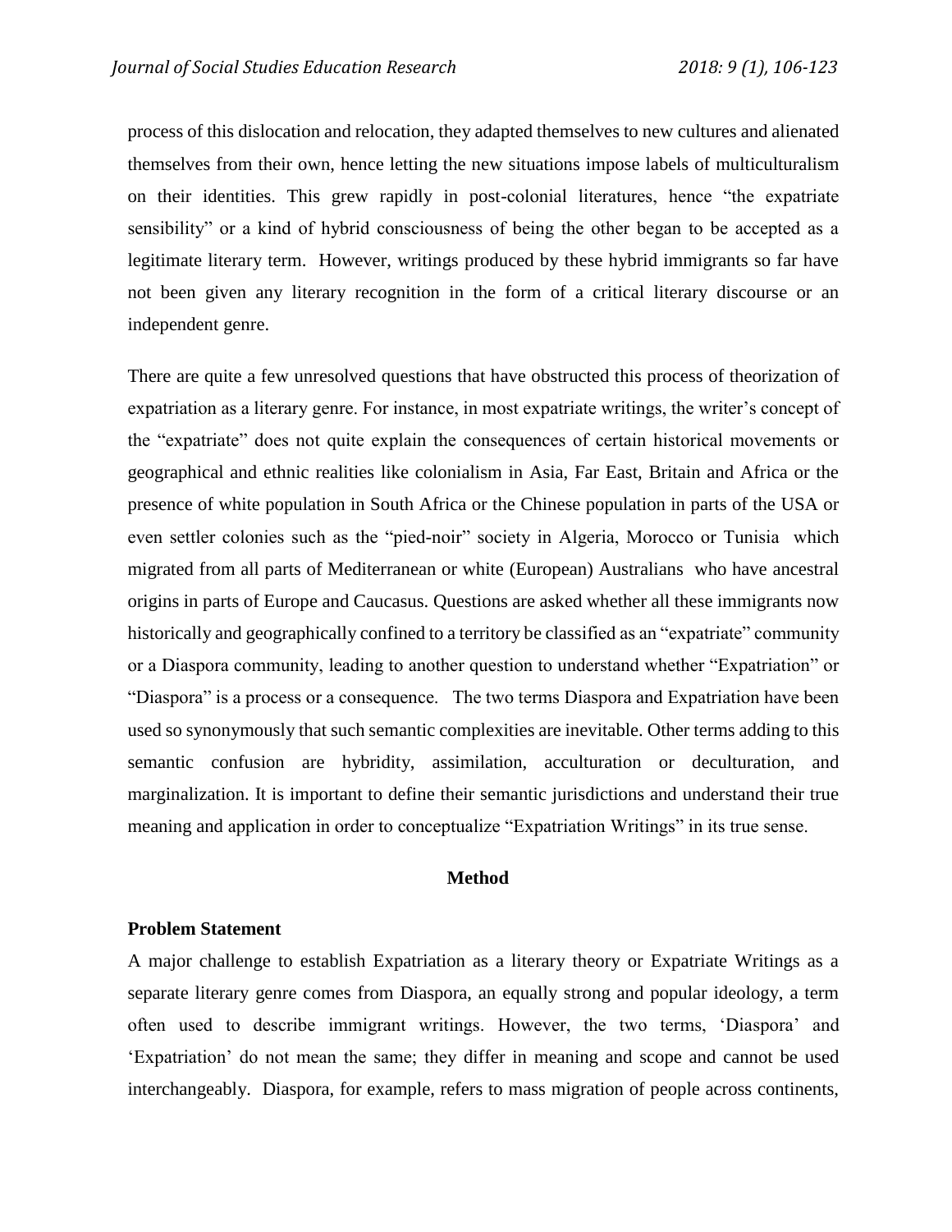process of this dislocation and relocation, they adapted themselves to new cultures and alienated themselves from their own, hence letting the new situations impose labels of multiculturalism on their identities. This grew rapidly in post-colonial literatures, hence "the expatriate sensibility" or a kind of hybrid consciousness of being the other began to be accepted as a legitimate literary term. However, writings produced by these hybrid immigrants so far have not been given any literary recognition in the form of a critical literary discourse or an independent genre.

There are quite a few unresolved questions that have obstructed this process of theorization of expatriation as a literary genre. For instance, in most expatriate writings, the writer's concept of the "expatriate" does not quite explain the consequences of certain historical movements or geographical and ethnic realities like colonialism in Asia, Far East, Britain and Africa or the presence of white population in South Africa or the Chinese population in parts of the USA or even settler colonies such as the "pied-noir" society in Algeria, Morocco or Tunisia which migrated from all parts of Mediterranean or white (European) Australians who have ancestral origins in parts of Europe and Caucasus. Questions are asked whether all these immigrants now historically and geographically confined to a territory be classified as an "expatriate" community or a Diaspora community, leading to another question to understand whether "Expatriation" or "Diaspora" is a process or a consequence. The two terms Diaspora and Expatriation have been used so synonymously that such semantic complexities are inevitable. Other terms adding to this semantic confusion are hybridity, assimilation, acculturation or deculturation, and marginalization. It is important to define their semantic jurisdictions and understand their true meaning and application in order to conceptualize "Expatriation Writings" in its true sense.

## Method

### Problem Statement

A major challenge to establish Expatriation as a literary theory or Expatriate Writings as a separate literary genre comes from Diaspora, an equally strong and popular ideology, a term often used to describe immigrant writings. However, the two terms, 'Diaspora' and 'Expatriation' do not mean the same; they differ in meaning and scope and cannot be used interchangeably. Diaspora, for example, refers to mass migration of people across continents,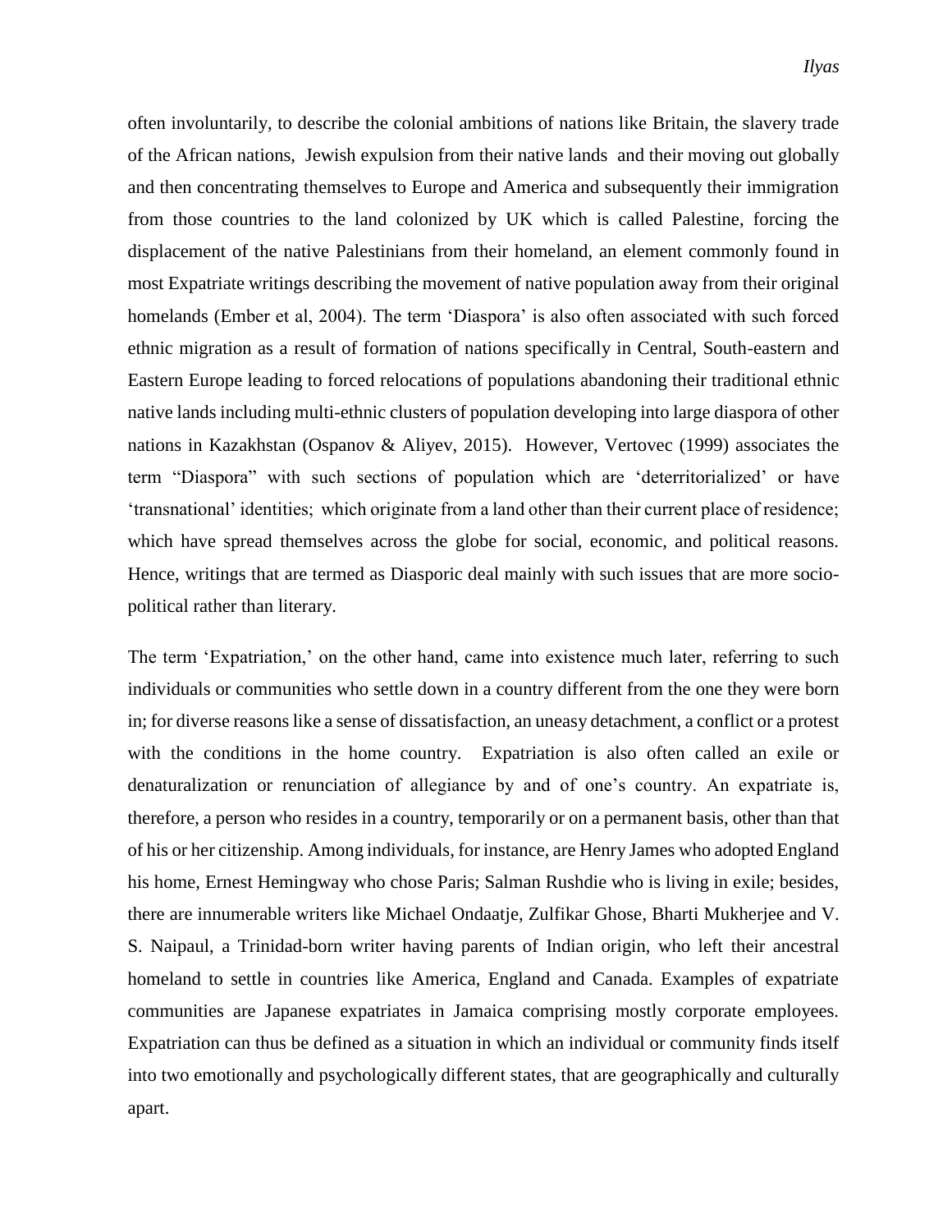often involuntarily, to describe the colonial ambitions of nations like Britain, the slavery trade of the African nations, Jewish expulsion from their native lands and their moving out globally and then concentrating themselves to Europe and America and subsequently their immigration from those countries to the land colonized by UK which is called Palestine, forcing the displacement of the native Palestinians from their homeland, an element commonly found in most Expatriate writings describing the movement of native population away from their original homelands (Ember et al, 2004). The term 'Diaspora' is also often associated with such forced ethnic migration as a result of formation of nations specifically in Central, South-eastern and Eastern Europe leading to forced relocations of populations abandoning their traditional ethnic native lands including multi-ethnic clusters of population developing into large diaspora of other nations in Kazakhstan (Ospanov & Aliyev, 2015). However, Vertovec (1999) associates the term "Diaspora" with such sections of population which are 'deterritorialized' or have 'transnational' identities; which originate from a land other than their current place of residence; which have spread themselves across the globe for social, economic, and political reasons. Hence, writings that are termed as Diasporic deal mainly with such issues that are more socio-political rather than literary.

The term 'Expatriation,' on the other hand, came into existence much later, referring to such individuals or communities who settle down in a country different from the one they were born in; for diverse reasons like a sense of dissatisfaction, an uneasy detachment, a conflict or a protest with the conditions in the home country. Expatriation is also often called an exile or denaturalization or renunciation of allegiance by and of one's country. An expatriate is, therefore, a person who resides in a country, temporarily or on a permanent basis, other than that of his or her citizenship. Among individuals, for instance, are Henry James who adopted England his home, Ernest Hemingway who chose Paris; Salman Rushdie who is living in exile; besides, there are innumerable writers like Michael Ondaatje, Zulfikar Ghose, Bharti Mukherjee and V. S. Naipaul, a Trinidad-born writer having parents of Indian origin, who left their ancestral homeland to settle in countries like America, England and Canada. Examples of expatriate communities are Japanese expatriates in Jamaica comprising mostly corporate employees. Expatriation can thus be defined as a situation in which an individual or community finds itself into two emotionally and psychologically different states, that are geographically and culturally apart.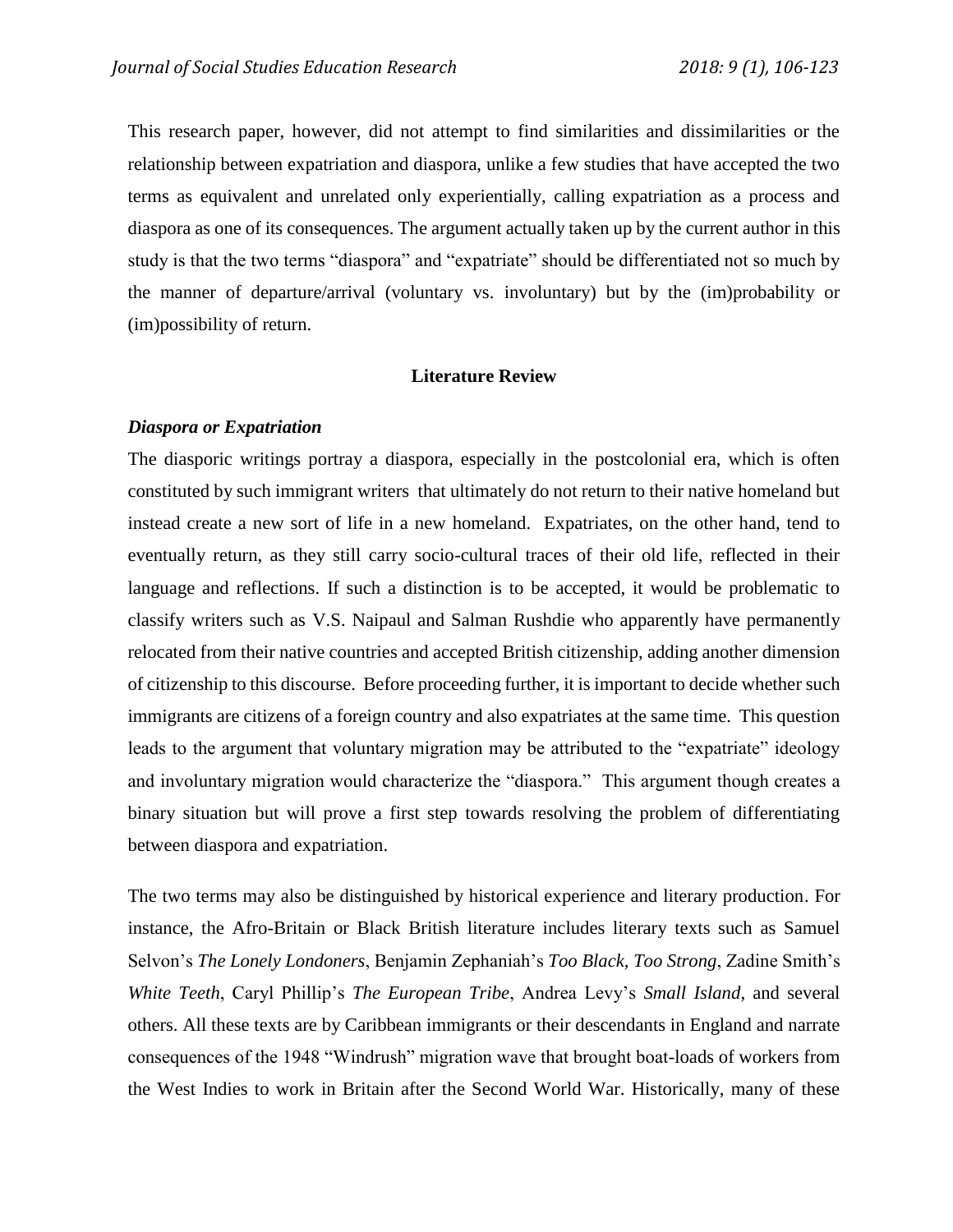This research paper, however, did not attempt to find similarities and dissimilarities or the relationship between expatriation and diaspora, unlike a few studies that have accepted the two terms as equivalent and unrelated only experientially, calling expatriation as a process and diaspora as one of its consequences. The argument actually taken up by the current author in this study is that the two terms "diaspora" and "expatriate" should be differentiated not so much by the manner of departure/arrival (voluntary vs. involuntary) but by the (im)probability or (im)possibility of return.

## Literature Review

### *Diaspora or Expatriation*

The diasporic writings portray a diaspora, especially in the postcolonial era, which is often constituted by such immigrant writers that ultimately do not return to their native homeland but instead create a new sort of life in a new homeland. Expatriates, on the other hand, tend to eventually return, as they still carry socio-cultural traces of their old life, reflected in their language and reflections. If such a distinction is to be accepted, it would be problematic to classify writers such as V.S. Naipaul and Salman Rushdie who apparently have permanently relocated from their native countries and accepted British citizenship, adding another dimension of citizenship to this discourse. Before proceeding further, it is important to decide whether such immigrants are citizens of a foreign country and also expatriates at the same time. This question leads to the argument that voluntary migration may be attributed to the "expatriate" ideology and involuntary migration would characterize the "diaspora." This argument though creates a binary situation but will prove a first step towards resolving the problem of differentiating between diaspora and expatriation.

The two terms may also be distinguished by historical experience and literary production. For instance, the Afro-Britain or Black British literature includes literary texts such as Samuel Selvon's *The Lonely Londoners*, Benjamin Zephaniah's *Too Black, Too Strong*, Zadine Smith's *White Teeth*, Caryl Phillip's *The European Tribe*, Andrea Levy's *Small Island*, and several others. All these texts are by Caribbean immigrants or their descendants in England and narrate consequences of the 1948 "Windrush" migration wave that brought boat-loads of workers from the West Indies to work in Britain after the Second World War. Historically, many of these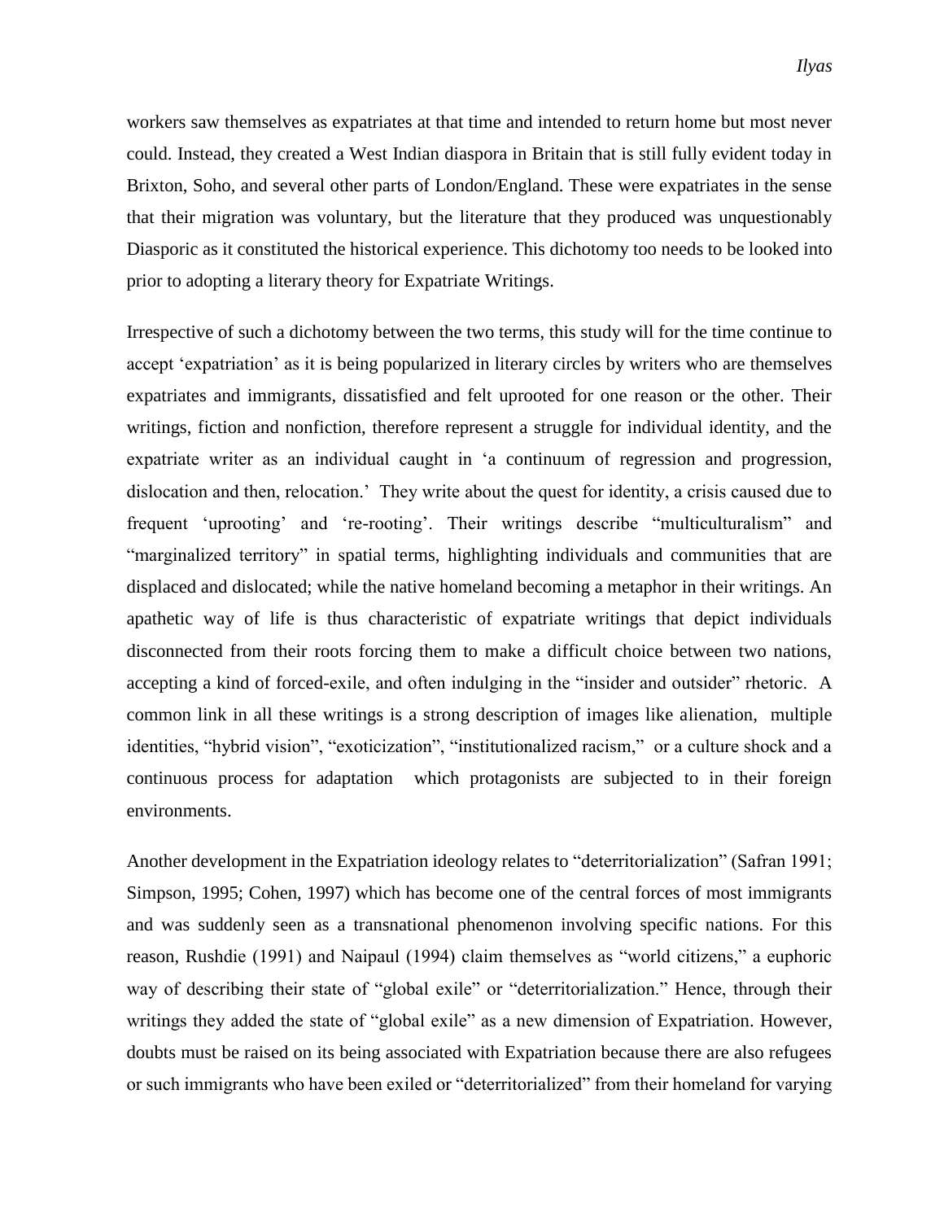workers saw themselves as expatriates at that time and intended to return home but most never could. Instead, they created a West Indian diaspora in Britain that is still fully evident today in Brixton, Soho, and several other parts of London/England. These were expatriates in the sense that their migration was voluntary, but the literature that they produced was unquestionably Diasporic as it constituted the historical experience. This dichotomy too needs to be looked into prior to adopting a literary theory for Expatriate Writings.

Irrespective of such a dichotomy between the two terms, this study will for the time continue to accept 'expatriation' as it is being popularized in literary circles by writers who are themselves expatriates and immigrants, dissatisfied and felt uprooted for one reason or the other. Their writings, fiction and nonfiction, therefore represent a struggle for individual identity, and the expatriate writer as an individual caught in 'a continuum of regression and progression, dislocation and then, relocation.' They write about the quest for identity, a crisis caused due to frequent 'uprooting' and 're-rooting'. Their writings describe "multiculturalism" and "marginalized territory" in spatial terms, highlighting individuals and communities that are displaced and dislocated; while the native homeland becoming a metaphor in their writings. An apathetic way of life is thus characteristic of expatriate writings that depict individuals disconnected from their roots forcing them to make a difficult choice between two nations, accepting a kind of forced-exile, and often indulging in the "insider and outsider" rhetoric. A common link in all these writings is a strong description of images like alienation, multiple identities, "hybrid vision", "exoticization", "institutionalized racism," or a culture shock and a continuous process for adaptation which protagonists are subjected to in their foreign environments.

Another development in the Expatriation ideology relates to "deterritorialization" (Safran 1991; Simpson, 1995; Cohen, 1997) which has become one of the central forces of most immigrants and was suddenly seen as a transnational phenomenon involving specific nations. For this reason, Rushdie (1991) and Naipaul (1994) claim themselves as "world citizens," a euphoric way of describing their state of "global exile" or "deterritorialization." Hence, through their writings they added the state of "global exile" as a new dimension of Expatriation. However, doubts must be raised on its being associated with Expatriation because there are also refugees or such immigrants who have been exiled or "deterritorialized" from their homeland for varying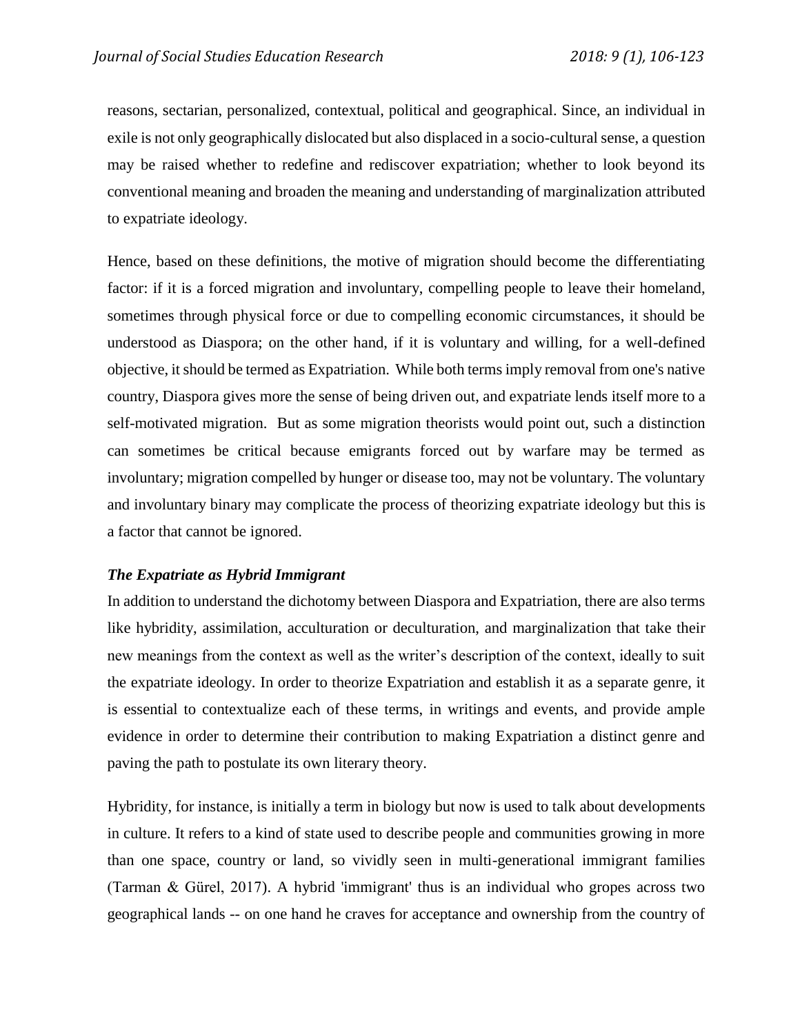reasons, sectarian, personalized, contextual, political and geographical. Since, an individual in exile is not only geographically dislocated but also displaced in a socio-cultural sense, a question may be raised whether to redefine and rediscover expatriation; whether to look beyond its conventional meaning and broaden the meaning and understanding of marginalization attributed to expatriate ideology.

Hence, based on these definitions, the motive of migration should become the differentiating factor: if it is a forced migration and involuntary, compelling people to leave their homeland, sometimes through physical force or due to compelling economic circumstances, it should be understood as Diaspora; on the other hand, if it is voluntary and willing, for a well-defined objective, it should be termed as Expatriation. While both terms imply removal from one's native country, Diaspora gives more the sense of being driven out, and expatriate lends itself more to a self-motivated migration. But as some migration theorists would point out, such a distinction can sometimes be critical because emigrants forced out by warfare may be termed as involuntary; migration compelled by hunger or disease too, may not be voluntary. The voluntary and involuntary binary may complicate the process of theorizing expatriate ideology but this is a factor that cannot be ignored.

### *The Expatriate as Hybrid Immigrant*

In addition to understand the dichotomy between Diaspora and Expatriation, there are also terms like hybridity, assimilation, acculturation or deculturation, and marginalization that take their new meanings from the context as well as the writer's description of the context, ideally to suit the expatriate ideology. In order to theorize Expatriation and establish it as a separate genre, it is essential to contextualize each of these terms, in writings and events, and provide ample evidence in order to determine their contribution to making Expatriation a distinct genre and paving the path to postulate its own literary theory.

Hybridity, for instance, is initially a term in biology but now is used to talk about developments in culture. It refers to a kind of state used to describe people and communities growing in more than one space, country or land, so vividly seen in multi-generational immigrant families (Tarman & Gürel, 2017). A hybrid 'immigrant' thus is an individual who gropes across two geographical lands -- on one hand he craves for acceptance and ownership from the country of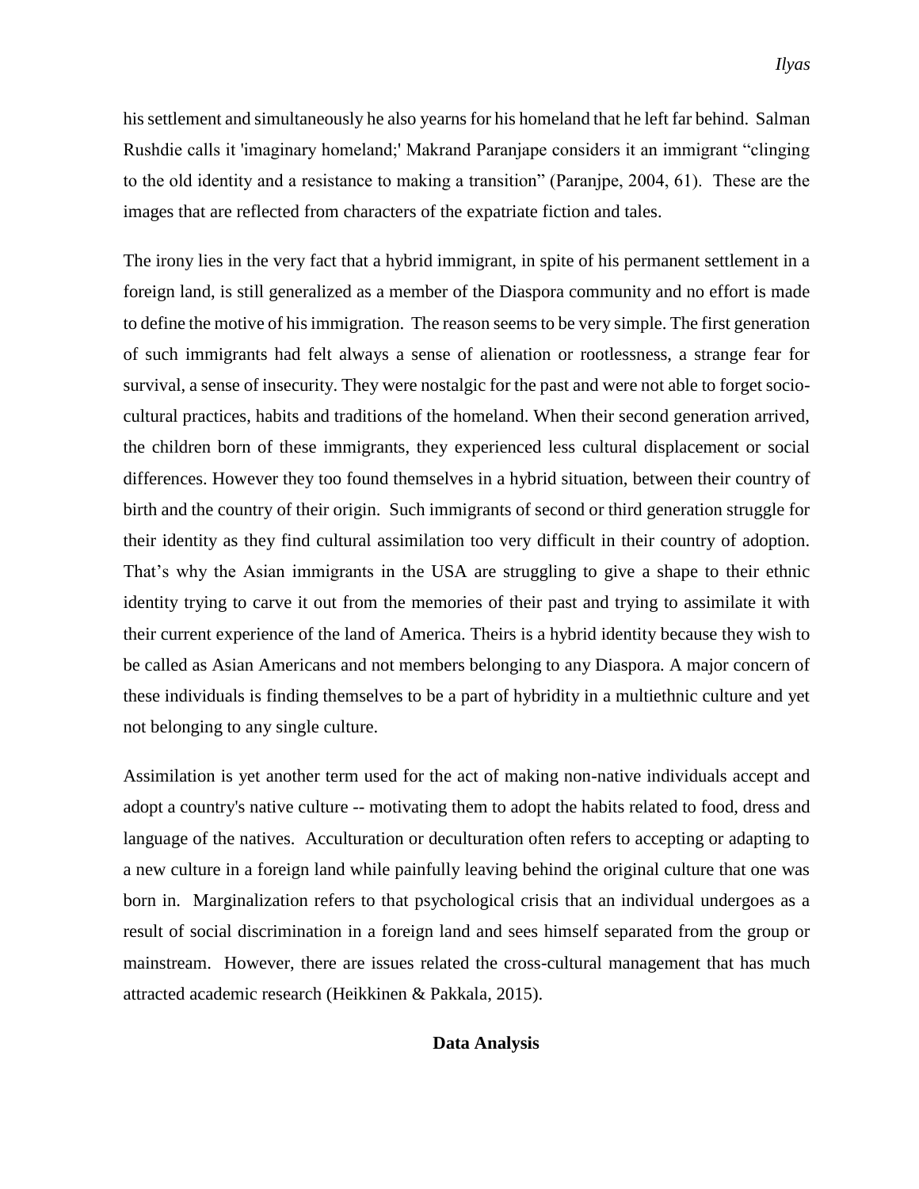his settlement and simultaneously he also yearns for his homeland that he left far behind. Salman Rushdie calls it 'imaginary homeland;' Makrand Paranjape considers it an immigrant "clinging to the old identity and a resistance to making a transition" (Paranjpe, 2004, 61). These are the images that are reflected from characters of the expatriate fiction and tales.

The irony lies in the very fact that a hybrid immigrant, in spite of his permanent settlement in a foreign land, is still generalized as a member of the Diaspora community and no effort is made to define the motive of his immigration. The reason seems to be very simple. The first generation of such immigrants had felt always a sense of alienation or rootlessness, a strange fear for survival, a sense of insecurity. They were nostalgic for the past and were not able to forget socio-cultural practices, habits and traditions of the homeland. When their second generation arrived, the children born of these immigrants, they experienced less cultural displacement or social differences. However they too found themselves in a hybrid situation, between their country of birth and the country of their origin. Such immigrants of second or third generation struggle for their identity as they find cultural assimilation too very difficult in their country of adoption. That's why the Asian immigrants in the USA are struggling to give a shape to their ethnic identity trying to carve it out from the memories of their past and trying to assimilate it with their current experience of the land of America. Theirs is a hybrid identity because they wish to be called as Asian Americans and not members belonging to any Diaspora. A major concern of these individuals is finding themselves to be a part of hybridity in a multiethnic culture and yet not belonging to any single culture.

Assimilation is yet another term used for the act of making non-native individuals accept and adopt a country's native culture -- motivating them to adopt the habits related to food, dress and language of the natives. Acculturation or deculturation often refers to accepting or adapting to a new culture in a foreign land while painfully leaving behind the original culture that one was born in. Marginalization refers to that psychological crisis that an individual undergoes as a result of social discrimination in a foreign land and sees himself separated from the group or mainstream. However, there are issues related the cross-cultural management that has much attracted academic research (Heikkinen & Pakkala, 2015).

## Data Analysis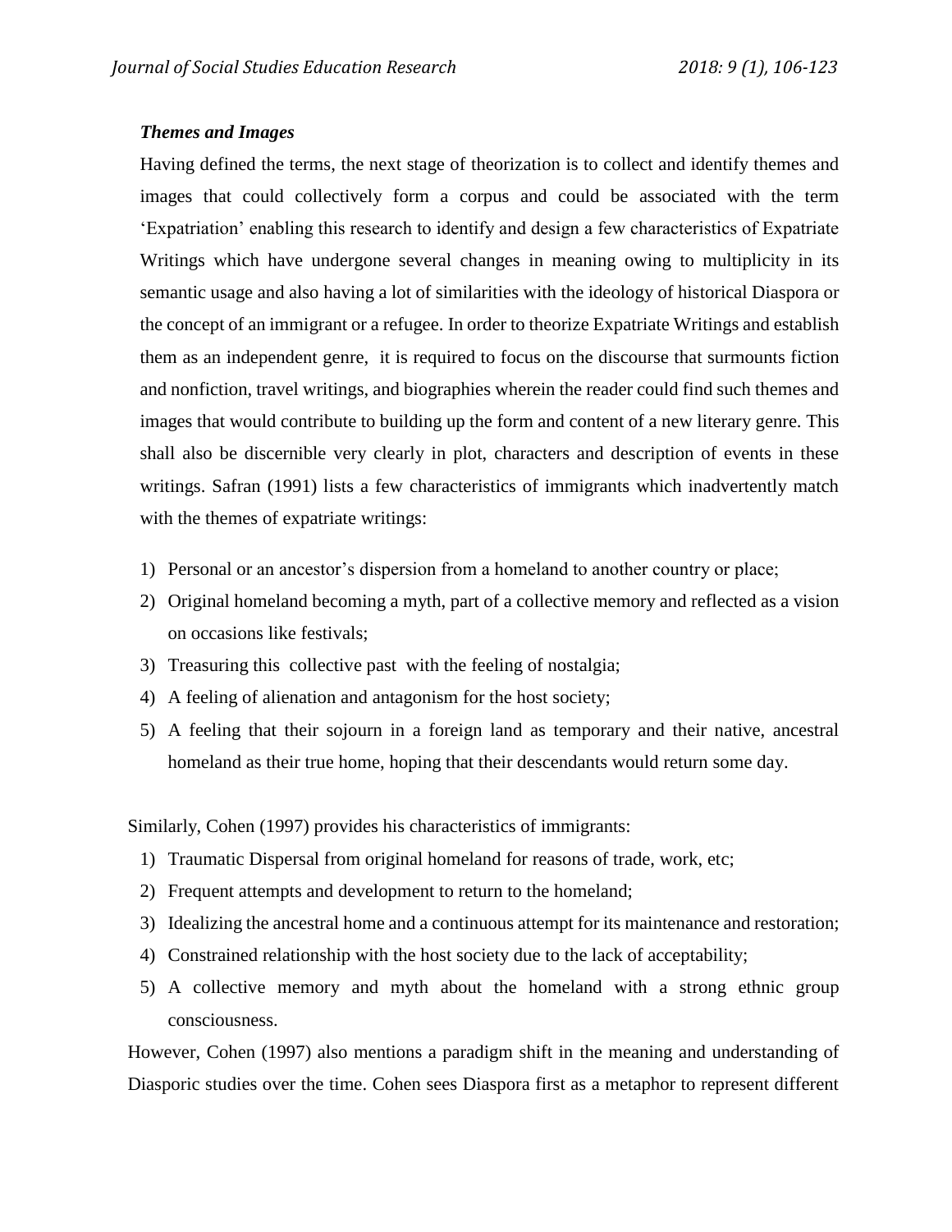### *Themes and Images*

Having defined the terms, the next stage of theorization is to collect and identify themes and images that could collectively form a corpus and could be associated with the term 'Expatriation' enabling this research to identify and design a few characteristics of Expatriate Writings which have undergone several changes in meaning owing to multiplicity in its semantic usage and also having a lot of similarities with the ideology of historical Diaspora or the concept of an immigrant or a refugee. In order to theorize Expatriate Writings and establish them as an independent genre, it is required to focus on the discourse that surmounts fiction and nonfiction, travel writings, and biographies wherein the reader could find such themes and images that would contribute to building up the form and content of a new literary genre. This shall also be discernible very clearly in plot, characters and description of events in these writings. Safran (1991) lists a few characteristics of immigrants which inadvertently match with the themes of expatriate writings:

1) Personal or an ancestor's dispersion from a homeland to another country or place;
2) Original homeland becoming a myth, part of a collective memory and reflected as a vision on occasions like festivals;
3) Treasuring this collective past with the feeling of nostalgia;
4) A feeling of alienation and antagonism for the host society;
5) A feeling that their sojourn in a foreign land as temporary and their native, ancestral homeland as their true home, hoping that their descendants would return some day.

Similarly, Cohen (1997) provides his characteristics of immigrants:

1) Traumatic Dispersal from original homeland for reasons of trade, work, etc;
2) Frequent attempts and development to return to the homeland;
3) Idealizing the ancestral home and a continuous attempt for its maintenance and restoration;
4) Constrained relationship with the host society due to the lack of acceptability;
5) A collective memory and myth about the homeland with a strong ethnic group consciousness.

However, Cohen (1997) also mentions a paradigm shift in the meaning and understanding of Diasporic studies over the time. Cohen sees Diaspora first as a metaphor to represent different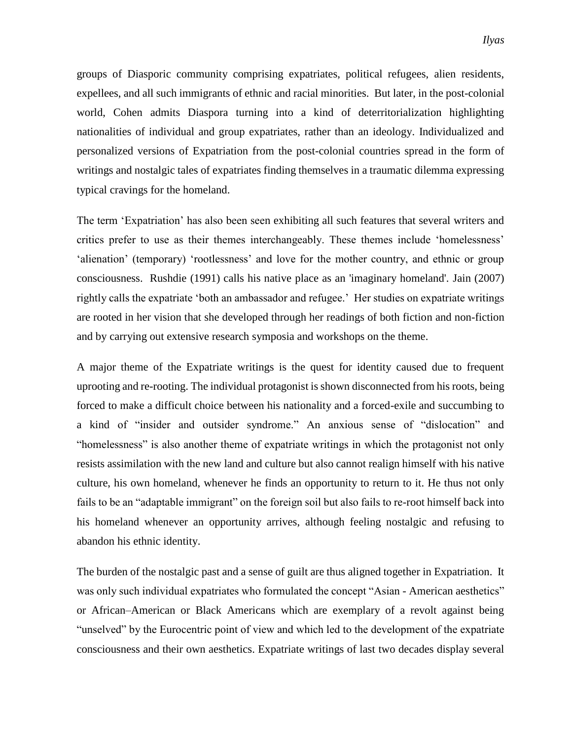groups of Diasporic community comprising expatriates, political refugees, alien residents, expellees, and all such immigrants of ethnic and racial minorities. But later, in the post-colonial world, Cohen admits Diaspora turning into a kind of deterritorialization highlighting nationalities of individual and group expatriates, rather than an ideology. Individualized and personalized versions of Expatriation from the post-colonial countries spread in the form of writings and nostalgic tales of expatriates finding themselves in a traumatic dilemma expressing typical cravings for the homeland.

The term 'Expatriation' has also been seen exhibiting all such features that several writers and critics prefer to use as their themes interchangeably. These themes include 'homelessness' 'alienation' (temporary) 'rootlessness' and love for the mother country, and ethnic or group consciousness. Rushdie (1991) calls his native place as an 'imaginary homeland'. Jain (2007) rightly calls the expatriate 'both an ambassador and refugee.' Her studies on expatriate writings are rooted in her vision that she developed through her readings of both fiction and non-fiction and by carrying out extensive research symposia and workshops on the theme.

A major theme of the Expatriate writings is the quest for identity caused due to frequent uprooting and re-rooting. The individual protagonist is shown disconnected from his roots, being forced to make a difficult choice between his nationality and a forced-exile and succumbing to a kind of "insider and outsider syndrome." An anxious sense of "dislocation" and "homelessness" is also another theme of expatriate writings in which the protagonist not only resists assimilation with the new land and culture but also cannot realign himself with his native culture, his own homeland, whenever he finds an opportunity to return to it. He thus not only fails to be an "adaptable immigrant" on the foreign soil but also fails to re-root himself back into his homeland whenever an opportunity arrives, although feeling nostalgic and refusing to abandon his ethnic identity.

The burden of the nostalgic past and a sense of guilt are thus aligned together in Expatriation. It was only such individual expatriates who formulated the concept "Asian - American aesthetics" or African–American or Black Americans which are exemplary of a revolt against being "unselved" by the Eurocentric point of view and which led to the development of the expatriate consciousness and their own aesthetics. Expatriate writings of last two decades display several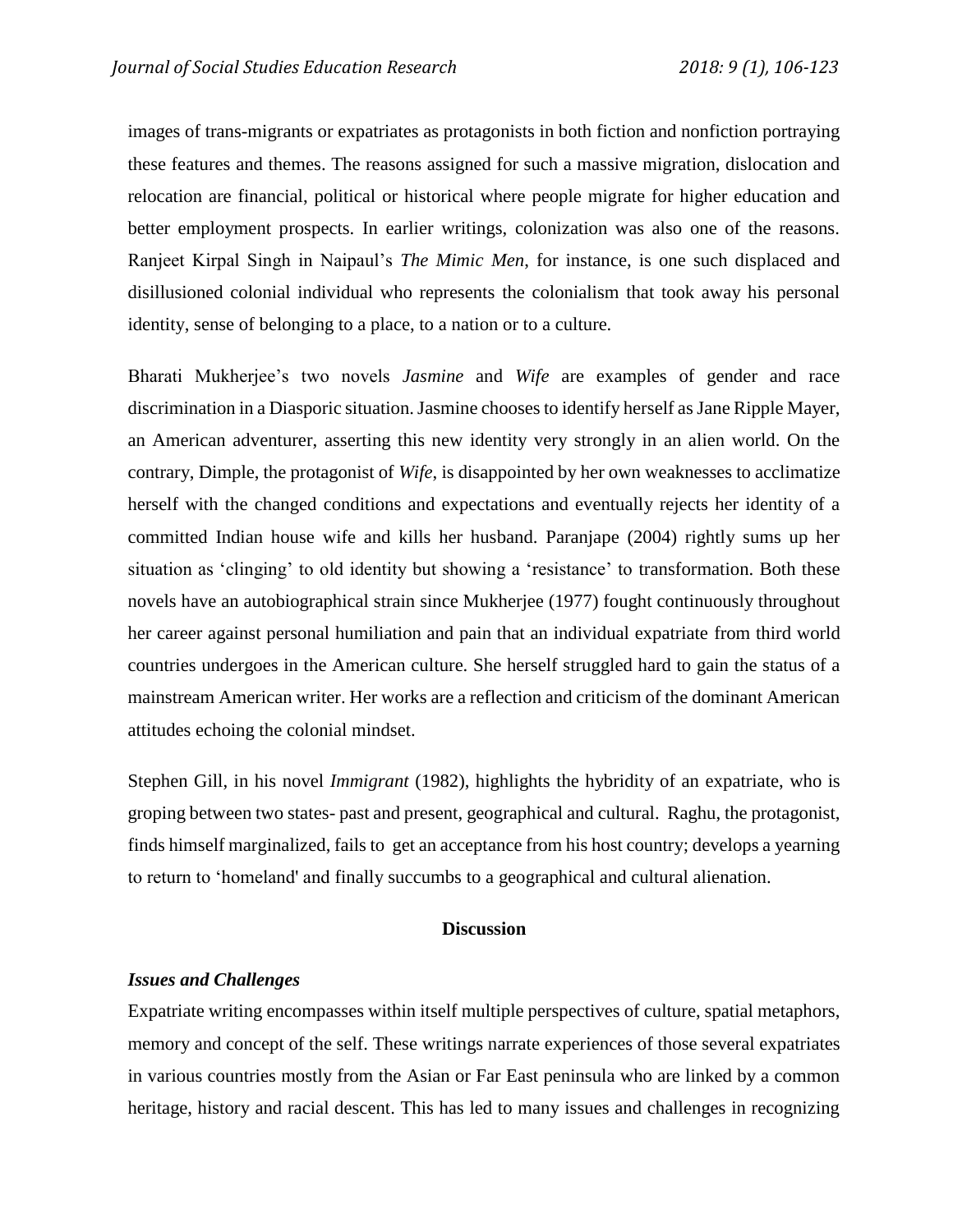images of trans-migrants or expatriates as protagonists in both fiction and nonfiction portraying these features and themes. The reasons assigned for such a massive migration, dislocation and relocation are financial, political or historical where people migrate for higher education and better employment prospects. In earlier writings, colonization was also one of the reasons. Ranjeet Kirpal Singh in Naipaul's *The Mimic Men*, for instance, is one such displaced and disillusioned colonial individual who represents the colonialism that took away his personal identity, sense of belonging to a place, to a nation or to a culture.

Bharati Mukherjee's two novels *Jasmine* and *Wife* are examples of gender and race discrimination in a Diasporic situation. Jasmine chooses to identify herself as Jane Ripple Mayer, an American adventurer, asserting this new identity very strongly in an alien world. On the contrary, Dimple, the protagonist of *Wife*, is disappointed by her own weaknesses to acclimatize herself with the changed conditions and expectations and eventually rejects her identity of a committed Indian house wife and kills her husband. Paranjape (2004) rightly sums up her situation as 'clinging' to old identity but showing a 'resistance' to transformation. Both these novels have an autobiographical strain since Mukherjee (1977) fought continuously throughout her career against personal humiliation and pain that an individual expatriate from third world countries undergoes in the American culture. She herself struggled hard to gain the status of a mainstream American writer. Her works are a reflection and criticism of the dominant American attitudes echoing the colonial mindset.

Stephen Gill, in his novel *Immigrant* (1982), highlights the hybridity of an expatriate, who is groping between two states- past and present, geographical and cultural. Raghu, the protagonist, finds himself marginalized, fails to get an acceptance from his host country; develops a yearning to return to 'homeland' and finally succumbs to a geographical and cultural alienation.

## Discussion

### *Issues and Challenges*

Expatriate writing encompasses within itself multiple perspectives of culture, spatial metaphors, memory and concept of the self. These writings narrate experiences of those several expatriates in various countries mostly from the Asian or Far East peninsula who are linked by a common heritage, history and racial descent. This has led to many issues and challenges in recognizing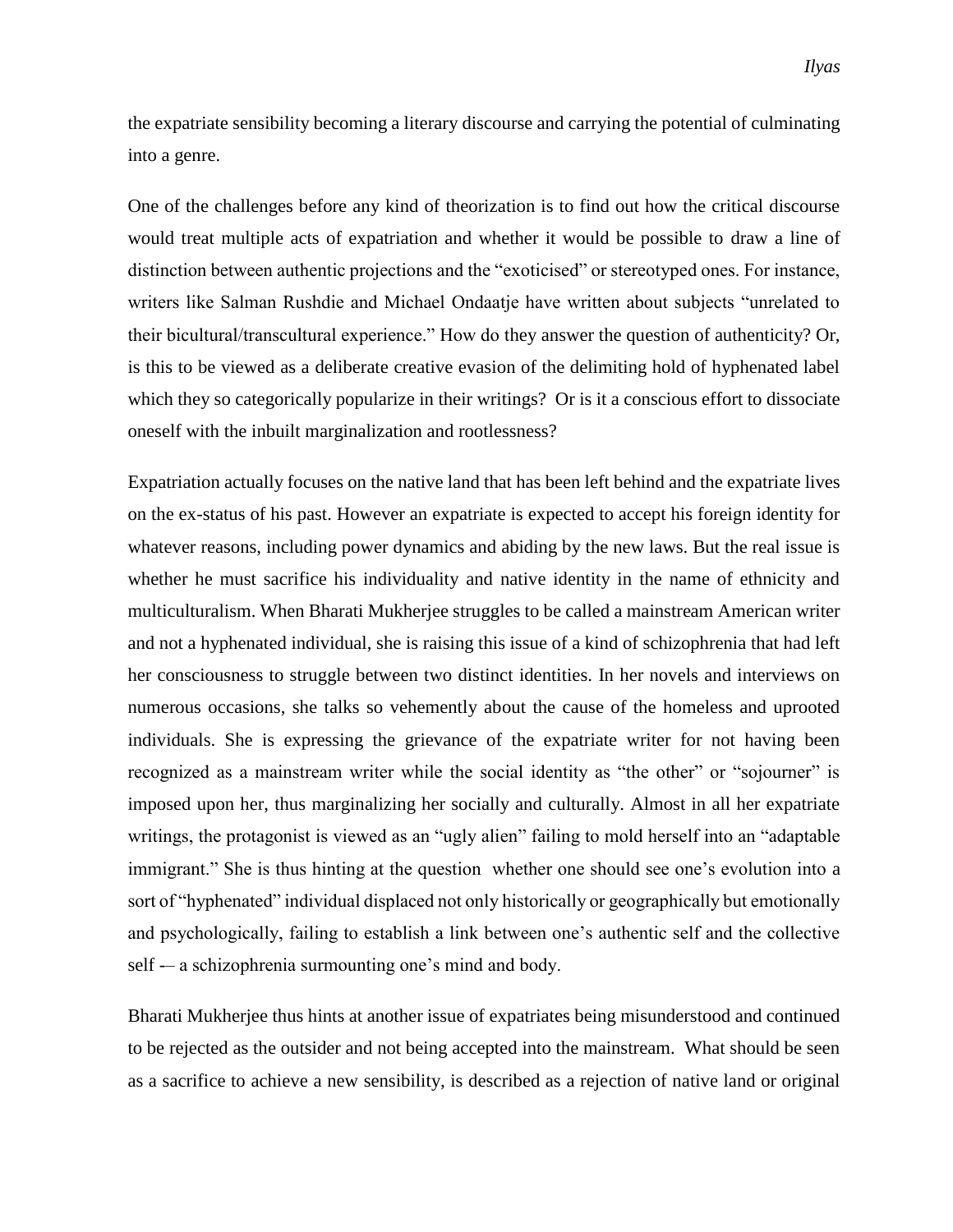the expatriate sensibility becoming a literary discourse and carrying the potential of culminating into a genre.

One of the challenges before any kind of theorization is to find out how the critical discourse would treat multiple acts of expatriation and whether it would be possible to draw a line of distinction between authentic projections and the "exoticised" or stereotyped ones. For instance, writers like Salman Rushdie and Michael Ondaatje have written about subjects "unrelated to their bicultural/transcultural experience." How do they answer the question of authenticity? Or, is this to be viewed as a deliberate creative evasion of the delimiting hold of hyphenated label which they so categorically popularize in their writings? Or is it a conscious effort to dissociate oneself with the inbuilt marginalization and rootlessness?

Expatriation actually focuses on the native land that has been left behind and the expatriate lives on the ex-status of his past. However an expatriate is expected to accept his foreign identity for whatever reasons, including power dynamics and abiding by the new laws. But the real issue is whether he must sacrifice his individuality and native identity in the name of ethnicity and multiculturalism. When Bharati Mukherjee struggles to be called a mainstream American writer and not a hyphenated individual, she is raising this issue of a kind of schizophrenia that had left her consciousness to struggle between two distinct identities. In her novels and interviews on numerous occasions, she talks so vehemently about the cause of the homeless and uprooted individuals. She is expressing the grievance of the expatriate writer for not having been recognized as a mainstream writer while the social identity as "the other" or "sojourner" is imposed upon her, thus marginalizing her socially and culturally. Almost in all her expatriate writings, the protagonist is viewed as an "ugly alien" failing to mold herself into an "adaptable immigrant." She is thus hinting at the question whether one should see one's evolution into a sort of "hyphenated" individual displaced not only historically or geographically but emotionally and psychologically, failing to establish a link between one's authentic self and the collective self -– a schizophrenia surmounting one's mind and body.

Bharati Mukherjee thus hints at another issue of expatriates being misunderstood and continued to be rejected as the outsider and not being accepted into the mainstream. What should be seen as a sacrifice to achieve a new sensibility, is described as a rejection of native land or original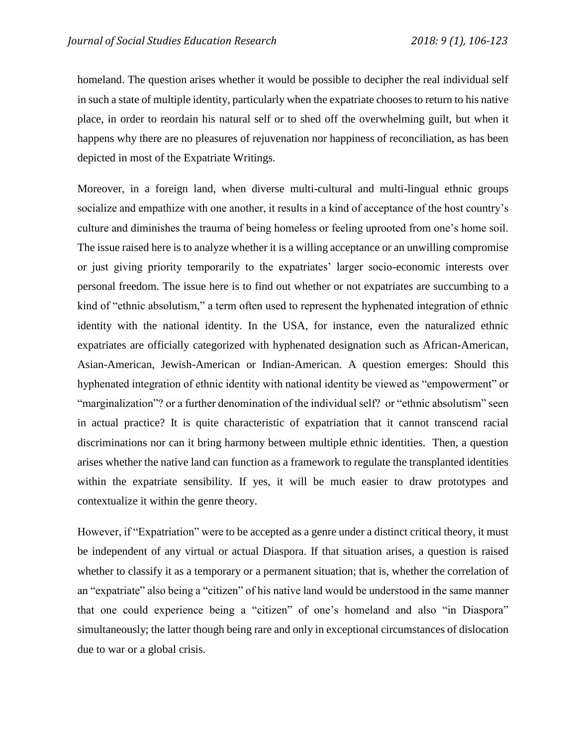homeland. The question arises whether it would be possible to decipher the real individual self in such a state of multiple identity, particularly when the expatriate chooses to return to his native place, in order to reordain his natural self or to shed off the overwhelming guilt, but when it happens why there are no pleasures of rejuvenation nor happiness of reconciliation, as has been depicted in most of the Expatriate Writings.

Moreover, in a foreign land, when diverse multi-cultural and multi-lingual ethnic groups socialize and empathize with one another, it results in a kind of acceptance of the host country's culture and diminishes the trauma of being homeless or feeling uprooted from one's home soil. The issue raised here is to analyze whether it is a willing acceptance or an unwilling compromise or just giving priority temporarily to the expatriates' larger socio-economic interests over personal freedom. The issue here is to find out whether or not expatriates are succumbing to a kind of "ethnic absolutism," a term often used to represent the hyphenated integration of ethnic identity with the national identity. In the USA, for instance, even the naturalized ethnic expatriates are officially categorized with hyphenated designation such as African-American, Asian-American, Jewish-American or Indian-American. A question emerges: Should this hyphenated integration of ethnic identity with national identity be viewed as "empowerment" or "marginalization"? or a further denomination of the individual self? or "ethnic absolutism" seen in actual practice? It is quite characteristic of expatriation that it cannot transcend racial discriminations nor can it bring harmony between multiple ethnic identities. Then, a question arises whether the native land can function as a framework to regulate the transplanted identities within the expatriate sensibility. If yes, it will be much easier to draw prototypes and contextualize it within the genre theory.

However, if "Expatriation" were to be accepted as a genre under a distinct critical theory, it must be independent of any virtual or actual Diaspora. If that situation arises, a question is raised whether to classify it as a temporary or a permanent situation; that is, whether the correlation of an "expatriate" also being a "citizen" of his native land would be understood in the same manner that one could experience being a "citizen" of one's homeland and also "in Diaspora" simultaneously; the latter though being rare and only in exceptional circumstances of dislocation due to war or a global crisis.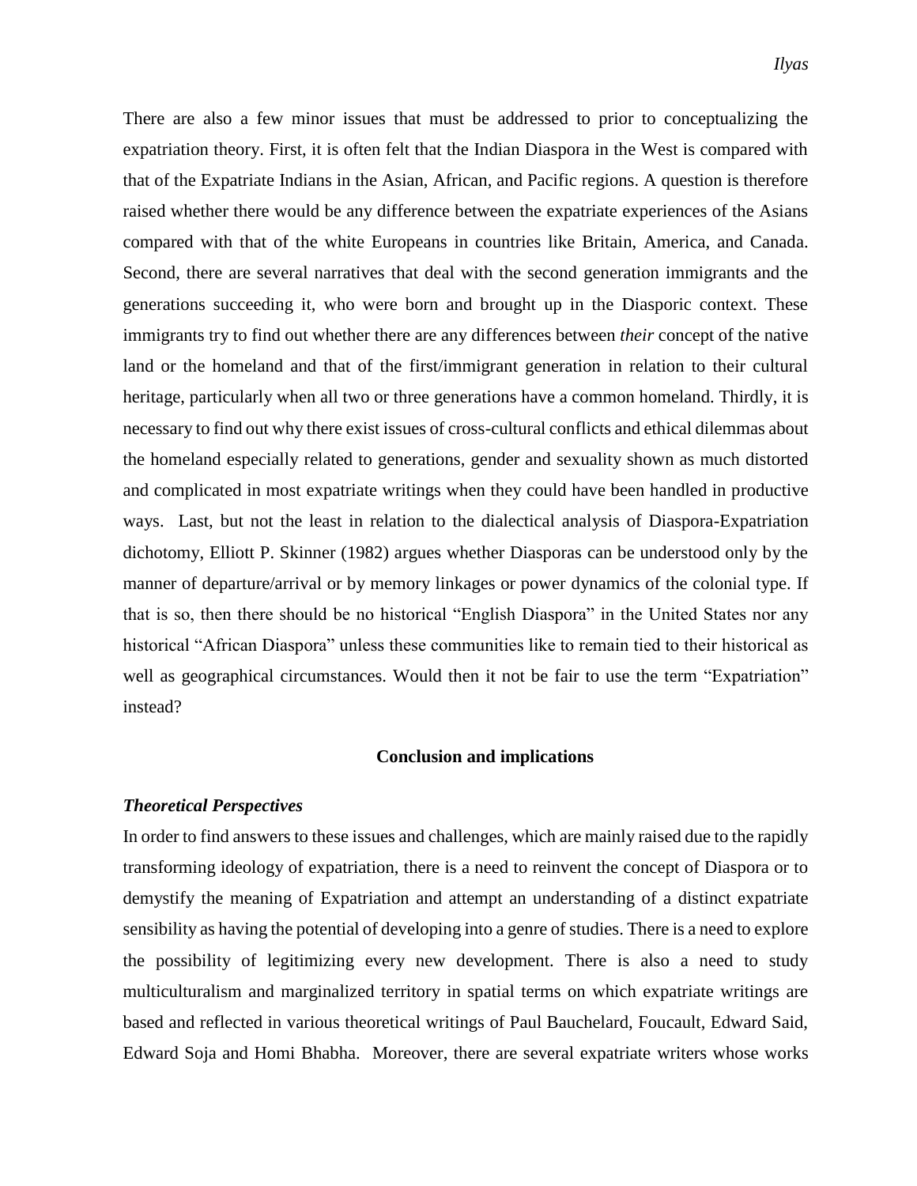There are also a few minor issues that must be addressed to prior to conceptualizing the expatriation theory. First, it is often felt that the Indian Diaspora in the West is compared with that of the Expatriate Indians in the Asian, African, and Pacific regions. A question is therefore raised whether there would be any difference between the expatriate experiences of the Asians compared with that of the white Europeans in countries like Britain, America, and Canada. Second, there are several narratives that deal with the second generation immigrants and the generations succeeding it, who were born and brought up in the Diasporic context. These immigrants try to find out whether there are any differences between *their* concept of the native land or the homeland and that of the first/immigrant generation in relation to their cultural heritage, particularly when all two or three generations have a common homeland. Thirdly, it is necessary to find out why there exist issues of cross-cultural conflicts and ethical dilemmas about the homeland especially related to generations, gender and sexuality shown as much distorted and complicated in most expatriate writings when they could have been handled in productive ways. Last, but not the least in relation to the dialectical analysis of Diaspora-Expatriation dichotomy, Elliott P. Skinner (1982) argues whether Diasporas can be understood only by the manner of departure/arrival or by memory linkages or power dynamics of the colonial type. If that is so, then there should be no historical "English Diaspora" in the United States nor any historical "African Diaspora" unless these communities like to remain tied to their historical as well as geographical circumstances. Would then it not be fair to use the term "Expatriation" instead?

## Conclusion and implications

### *Theoretical Perspectives*

In order to find answers to these issues and challenges, which are mainly raised due to the rapidly transforming ideology of expatriation, there is a need to reinvent the concept of Diaspora or to demystify the meaning of Expatriation and attempt an understanding of a distinct expatriate sensibility as having the potential of developing into a genre of studies. There is a need to explore the possibility of legitimizing every new development. There is also a need to study multiculturalism and marginalized territory in spatial terms on which expatriate writings are based and reflected in various theoretical writings of Paul Bauchelard, Foucault, Edward Said, Edward Soja and Homi Bhabha. Moreover, there are several expatriate writers whose works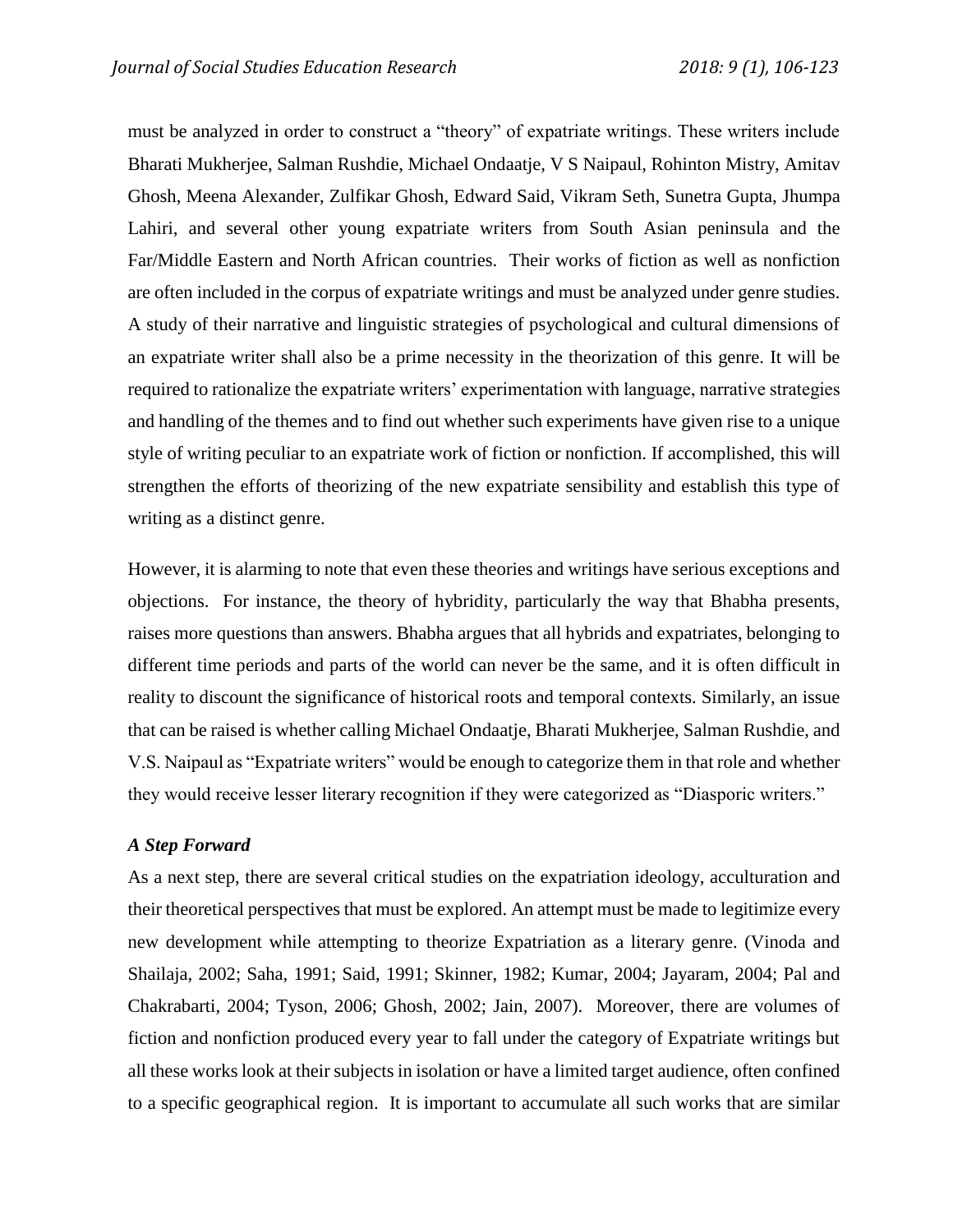must be analyzed in order to construct a "theory" of expatriate writings. These writers include Bharati Mukherjee, Salman Rushdie, Michael Ondaatje, V S Naipaul, Rohinton Mistry, Amitav Ghosh, Meena Alexander, Zulfikar Ghosh, Edward Said, Vikram Seth, Sunetra Gupta, Jhumpa Lahiri, and several other young expatriate writers from South Asian peninsula and the Far/Middle Eastern and North African countries. Their works of fiction as well as nonfiction are often included in the corpus of expatriate writings and must be analyzed under genre studies. A study of their narrative and linguistic strategies of psychological and cultural dimensions of an expatriate writer shall also be a prime necessity in the theorization of this genre. It will be required to rationalize the expatriate writers' experimentation with language, narrative strategies and handling of the themes and to find out whether such experiments have given rise to a unique style of writing peculiar to an expatriate work of fiction or nonfiction. If accomplished, this will strengthen the efforts of theorizing of the new expatriate sensibility and establish this type of writing as a distinct genre.

However, it is alarming to note that even these theories and writings have serious exceptions and objections. For instance, the theory of hybridity, particularly the way that Bhabha presents, raises more questions than answers. Bhabha argues that all hybrids and expatriates, belonging to different time periods and parts of the world can never be the same, and it is often difficult in reality to discount the significance of historical roots and temporal contexts. Similarly, an issue that can be raised is whether calling Michael Ondaatje, Bharati Mukherjee, Salman Rushdie, and V.S. Naipaul as "Expatriate writers" would be enough to categorize them in that role and whether they would receive lesser literary recognition if they were categorized as "Diasporic writers."

### *A Step Forward*

As a next step, there are several critical studies on the expatriation ideology, acculturation and their theoretical perspectives that must be explored. An attempt must be made to legitimize every new development while attempting to theorize Expatriation as a literary genre. (Vinoda and Shailaja, 2002; Saha, 1991; Said, 1991; Skinner, 1982; Kumar, 2004; Jayaram, 2004; Pal and Chakrabarti, 2004; Tyson, 2006; Ghosh, 2002; Jain, 2007). Moreover, there are volumes of fiction and nonfiction produced every year to fall under the category of Expatriate writings but all these works look at their subjects in isolation or have a limited target audience, often confined to a specific geographical region. It is important to accumulate all such works that are similar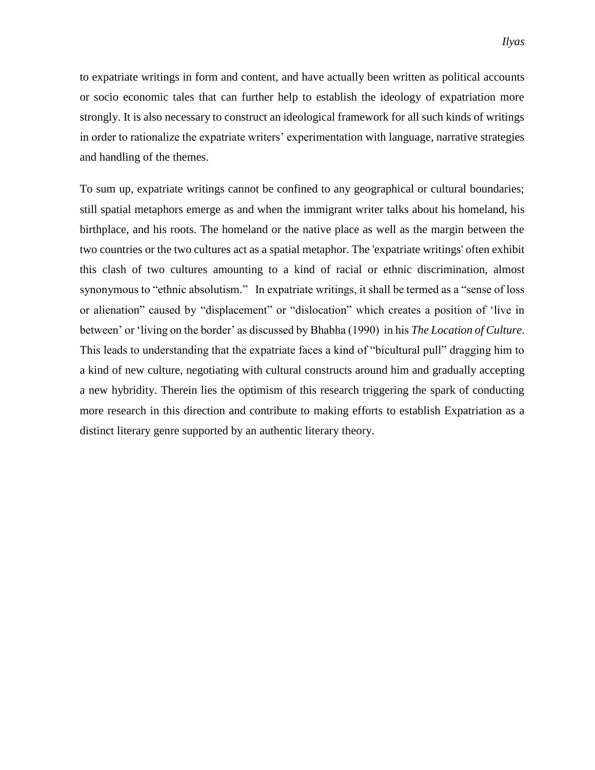to expatriate writings in form and content, and have actually been written as political accounts or socio economic tales that can further help to establish the ideology of expatriation more strongly. It is also necessary to construct an ideological framework for all such kinds of writings in order to rationalize the expatriate writers' experimentation with language, narrative strategies and handling of the themes.

To sum up, expatriate writings cannot be confined to any geographical or cultural boundaries; still spatial metaphors emerge as and when the immigrant writer talks about his homeland, his birthplace, and his roots. The homeland or the native place as well as the margin between the two countries or the two cultures act as a spatial metaphor. The 'expatriate writings' often exhibit this clash of two cultures amounting to a kind of racial or ethnic discrimination, almost synonymous to "ethnic absolutism." In expatriate writings, it shall be termed as a "sense of loss or alienation" caused by "displacement" or "dislocation" which creates a position of 'live in between' or 'living on the border' as discussed by Bhabha (1990) in his *The Location of Culture*. This leads to understanding that the expatriate faces a kind of "bicultural pull" dragging him to a kind of new culture, negotiating with cultural constructs around him and gradually accepting a new hybridity. Therein lies the optimism of this research triggering the spark of conducting more research in this direction and contribute to making efforts to establish Expatriation as a distinct literary genre supported by an authentic literary theory.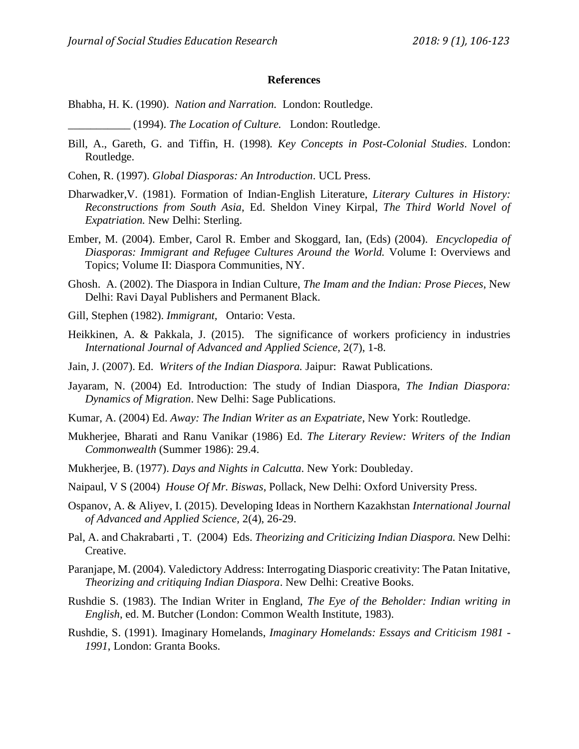**References**

Bhabha, H. K. (1990). *Nation and Narration.* London: Routledge.

___________ (1994). *The Location of Culture.* London: Routledge.

Bill, A., Gareth, G. and Tiffin, H. (1998). *Key Concepts in Post-Colonial Studies*. London: Routledge.

Cohen, R. (1997). *Global Diasporas: An Introduction*. UCL Press.

Dharwadker,V. (1981). Formation of Indian-English Literature, *Literary Cultures in History: Reconstructions from South Asia*, Ed. Sheldon Viney Kirpal, *The Third World Novel of Expatriation.* New Delhi: Sterling.

Ember, M. (2004). Ember, Carol R. Ember and Skoggard, Ian, (Eds) (2004). *Encyclopedia of Diasporas: Immigrant and Refugee Cultures Around the World.* Volume I: Overviews and Topics; Volume II: Diaspora Communities, NY.

Ghosh. A. (2002). The Diaspora in Indian Culture, *The Imam and the Indian: Prose Pieces*, New Delhi: Ravi Dayal Publishers and Permanent Black.

Gill, Stephen (1982). *Immigrant,* Ontario: Vesta.

Heikkinen, A. & Pakkala, J. (2015). The significance of workers proficiency in industries *International Journal of Advanced and Applied Science,* 2(7), 1-8.

Jain, J. (2007). Ed. *Writers of the Indian Diaspora.* Jaipur: Rawat Publications.

Jayaram, N. (2004) Ed. Introduction: The study of Indian Diaspora, *The Indian Diaspora: Dynamics of Migration*. New Delhi: Sage Publications.

Kumar, A. (2004) Ed. *Away: The Indian Writer as an Expatriate*, New York: Routledge.

Mukherjee, Bharati and Ranu Vanikar (1986) Ed. *The Literary Review: Writers of the Indian Commonwealth* (Summer 1986): 29.4.

Mukherjee, B. (1977). *Days and Nights in Calcutta*. New York: Doubleday.

Naipaul, V S (2004) *House Of Mr. Biswas*, Pollack, New Delhi: Oxford University Press.

Ospanov, A. & Aliyev, I. (2015). Developing Ideas in Northern Kazakhstan *International Journal of Advanced and Applied Science,* 2(4), 26-29.

Pal, A. and Chakrabarti , T. (2004) Eds. *Theorizing and Criticizing Indian Diaspora.* New Delhi: Creative.

Paranjape, M. (2004). Valedictory Address: Interrogating Diasporic creativity: The Patan Initative, *Theorizing and critiquing Indian Diaspora*. New Delhi: Creative Books.

Rushdie S. (1983). The Indian Writer in England, *The Eye of the Beholder: Indian writing in English*, ed. M. Butcher (London: Common Wealth Institute, 1983).

Rushdie, S. (1991). Imaginary Homelands, *Imaginary Homelands: Essays and Criticism 1981 - 1991*, London: Granta Books.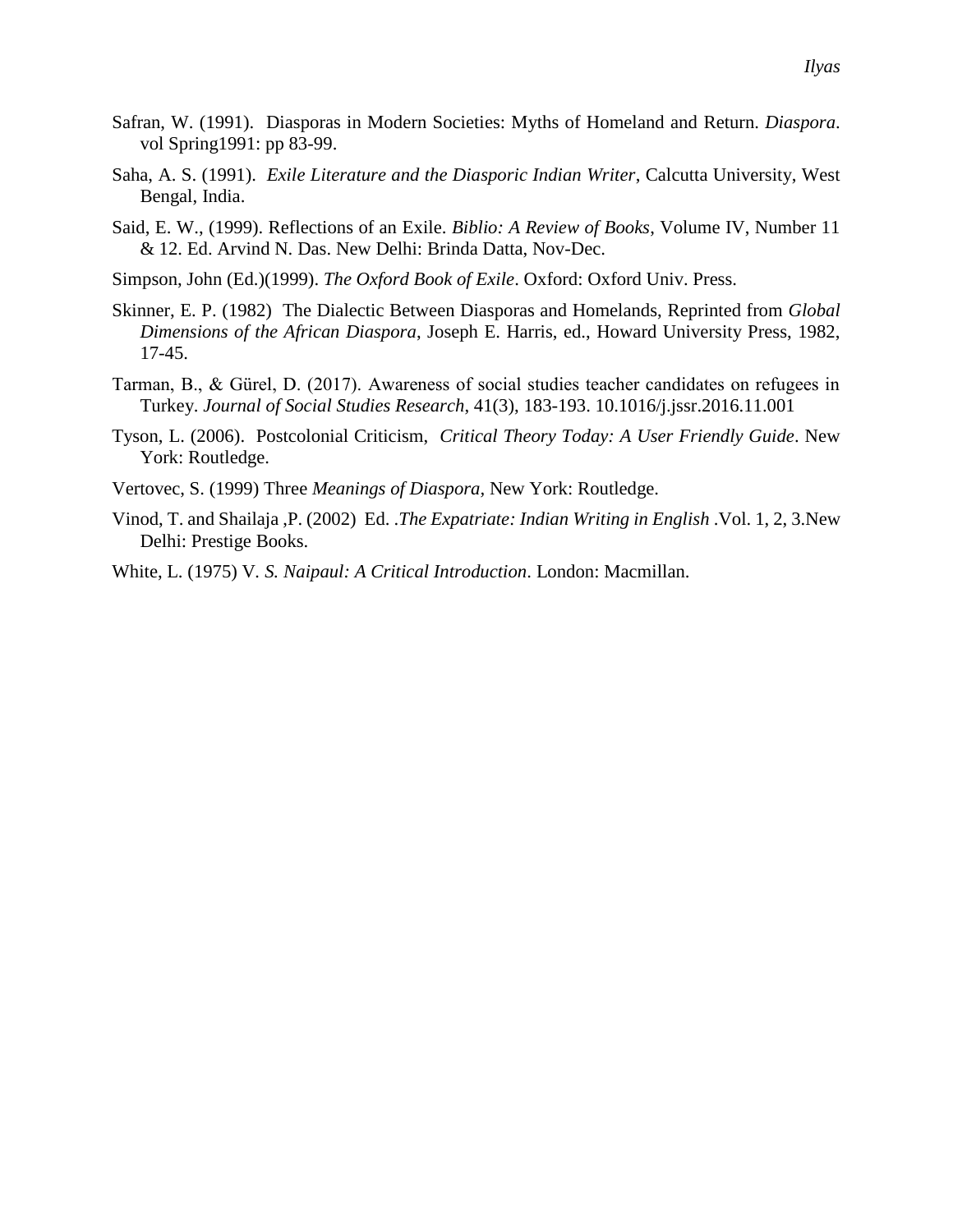Safran, W. (1991). Diasporas in Modern Societies: Myths of Homeland and Return. *Diaspora*. vol Spring1991: pp 83-99.

Saha, A. S. (1991). *Exile Literature and the Diasporic Indian Writer*, Calcutta University, West Bengal, India.

Said, E. W., (1999). Reflections of an Exile. *Biblio: A Review of Books*, Volume IV, Number 11 & 12. Ed. Arvind N. Das. New Delhi: Brinda Datta, Nov-Dec.

Simpson, John (Ed.)(1999). *The Oxford Book of Exile*. Oxford: Oxford Univ. Press.

Skinner, E. P. (1982) The Dialectic Between Diasporas and Homelands, Reprinted from *Global Dimensions of the African Diaspora*, Joseph E. Harris, ed., Howard University Press, 1982, 17-45.

Tarman, B., & Gürel, D. (2017). Awareness of social studies teacher candidates on refugees in Turkey. *Journal of Social Studies Research*, 41(3), 183-193. 10.1016/j.jssr.2016.11.001

Tyson, L. (2006). Postcolonial Criticism, *Critical Theory Today: A User Friendly Guide*. New York: Routledge.

Vertovec, S. (1999) Three *Meanings of Diaspora*, New York: Routledge.

Vinod, T. and Shailaja ,P. (2002) Ed. .*The Expatriate: Indian Writing in English* .Vol. 1, 2, 3.New Delhi: Prestige Books.

White, L. (1975) V. *S. Naipaul: A Critical Introduction*. London: Macmillan.